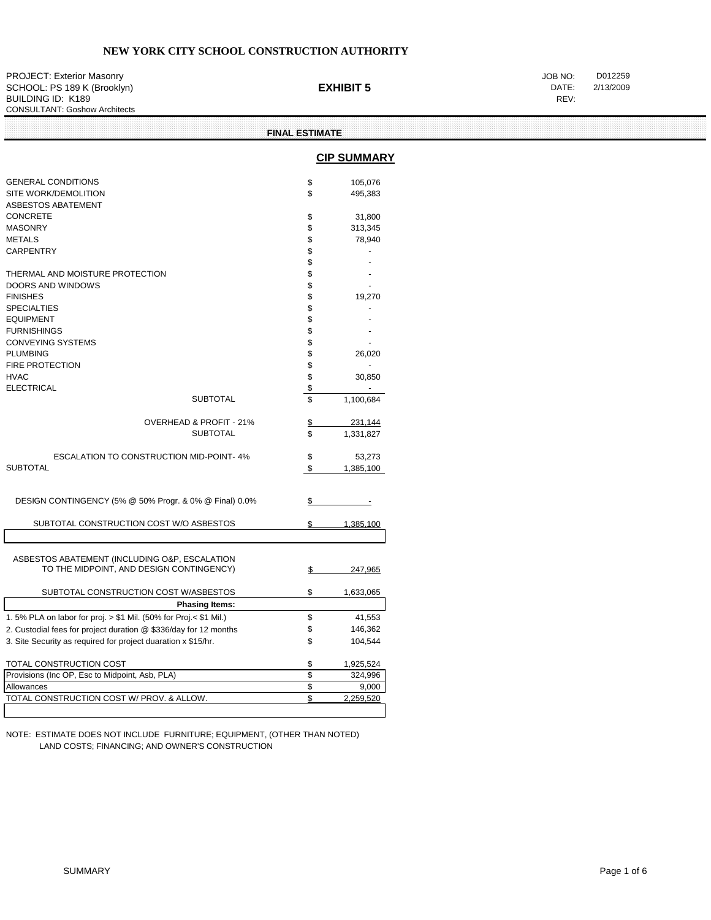# NEW YORK CITY SCHOOL CONSTRUCTION AUTHORITY

PROJECT: Exterior Masonry
SCHOOL: PS 189 K (Brooklyn)
BUILDING ID: K189
CONSULTANT: Goshow Architects

**EXHIBIT 5**

JOB NO: D012259
DATE: 2/13/2009
REV:

**FINAL ESTIMATE**

## CIP SUMMARY

| | | |
|---|---|---|
| GENERAL CONDITIONS | $ | 105,076 |
| SITE WORK/DEMOLITION | $ | 495,383 |
| ASBESTOS ABATEMENT | | |
| CONCRETE | $ | 31,800 |
| MASONRY | $ | 313,345 |
| METALS | $ | 78,940 |
| CARPENTRY | $ | - |
| | $ | - |
| THERMAL AND MOISTURE PROTECTION | $ | - |
| DOORS AND WINDOWS | $ | - |
| FINISHES | $ | 19,270 |
| SPECIALTIES | $ | - |
| EQUIPMENT | $ | - |
| FURNISHINGS | $ | - |
| CONVEYING SYSTEMS | $ | - |
| PLUMBING | $ | 26,020 |
| FIRE PROTECTION | $ | - |
| HVAC | $ | 30,850 |
| ELECTRICAL | $ | - |
| SUBTOTAL | $ | 1,100,684 |
| OVERHEAD & PROFIT - 21% | $ | 231,144 |
| SUBTOTAL | $ | 1,331,827 |
| ESCALATION TO CONSTRUCTION MID-POINT- 4% | $ | 53,273 |
| SUBTOTAL | $ | 1,385,100 |
| DESIGN CONTINGENCY (5% @ 50% Progr. & 0% @ Final) 0.0% | $ | - |
| SUBTOTAL CONSTRUCTION COST W/O ASBESTOS | $ | 1,385,100 |
| ASBESTOS ABATEMENT (INCLUDING O&P, ESCALATION TO THE MIDPOINT, AND DESIGN CONTINGENCY) | $ | 247,965 |
| SUBTOTAL CONSTRUCTION COST W/ASBESTOS | $ | 1,633,065 |
| **Phasing Items:** | | |
| 1. 5% PLA on labor for proj. > $1 Mil. (50% for Proj.< $1 Mil.) | $ | 41,553 |
| 2. Custodial fees for project duration @ $336/day for 12 months | $ | 146,362 |
| 3. Site Security as required for project duaration x $15/hr. | $ | 104,544 |
| TOTAL CONSTRUCTION COST | $ | 1,925,524 |
| Provisions (Inc OP, Esc to Midpoint, Asb, PLA) | $ | 324,996 |
| Allowances | $ | 9,000 |
| TOTAL CONSTRUCTION COST W/ PROV. & ALLOW. | $ | 2,259,520 |

NOTE: ESTIMATE DOES NOT INCLUDE FURNITURE; EQUIPMENT, (OTHER THAN NOTED) LAND COSTS; FINANCING; AND OWNER'S CONSTRUCTION

SUMMARY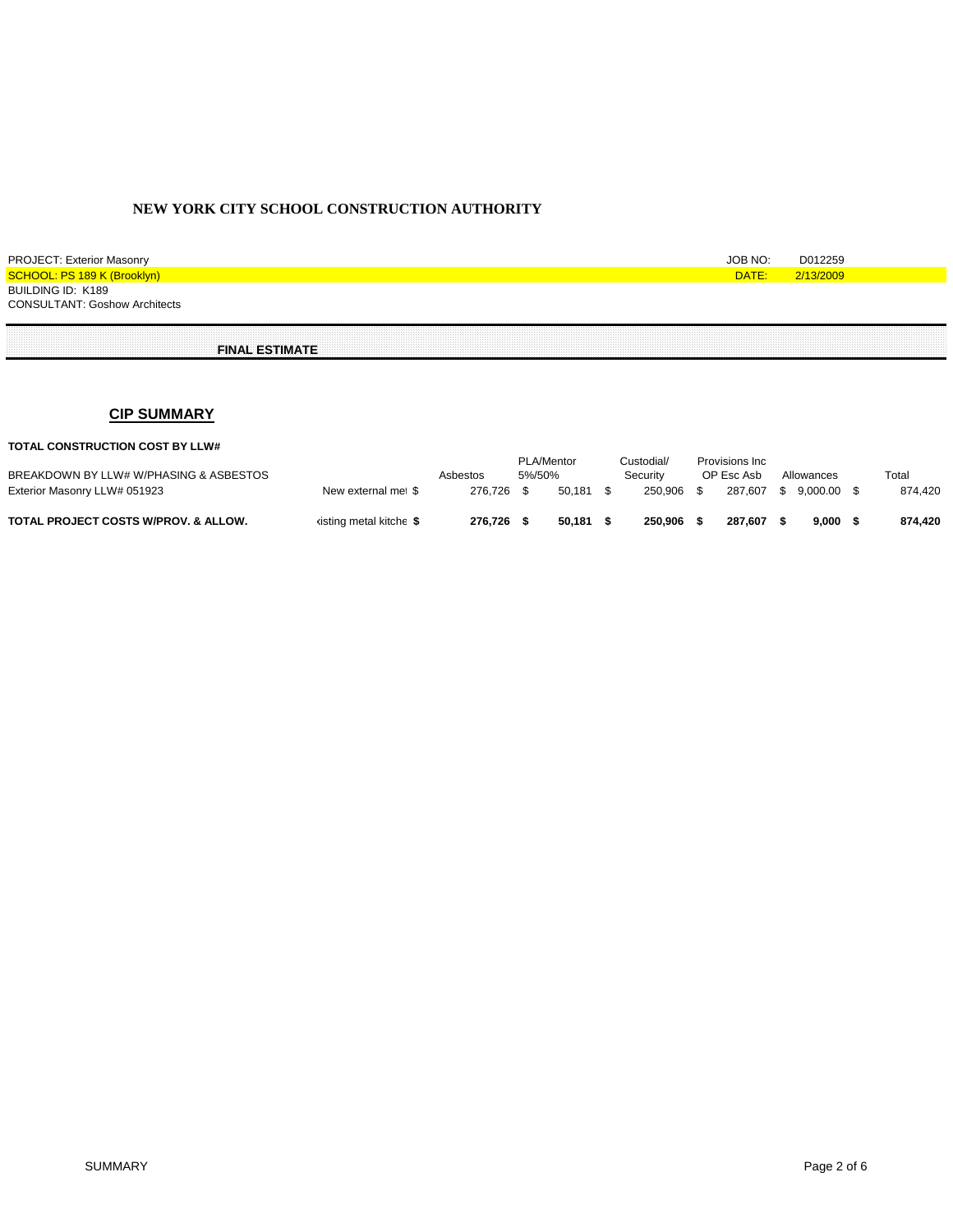# NEW YORK CITY SCHOOL CONSTRUCTION AUTHORITY

PROJECT: Exterior Masonry  
SCHOOL: PS 189 K (Brooklyn)  
BUILDING ID: K189  
CONSULTANT: Goshow Architects

JOB NO: D012259  
DATE: 2/13/2009

**FINAL ESTIMATE**

## CIP SUMMARY

**TOTAL CONSTRUCTION COST BY LLW#**

| BREAKDOWN BY LLW# W/PHASING & ASBESTOS | | Asbestos | PLA/Mentor 5%/50% | Custodial/ Security | Provisions Inc OP Esc Asb | Allowances | Total |
|---|---|---|---|---|---|---|---|
| Exterior Masonry LLW# 051923 | New external met $ | 276,726 | $ 50,181 | $ 250,906 | $ 287,607 | $ 9,000.00 | $ 874,420 |
| **TOTAL PROJECT COSTS W/PROV. & ALLOW.** | xisting metal kitche **$** | **276,726** | **$ 50,181** | **$ 250,906** | **$ 287,607** | **$ 9,000** | **$ 874,420** |

SUMMARY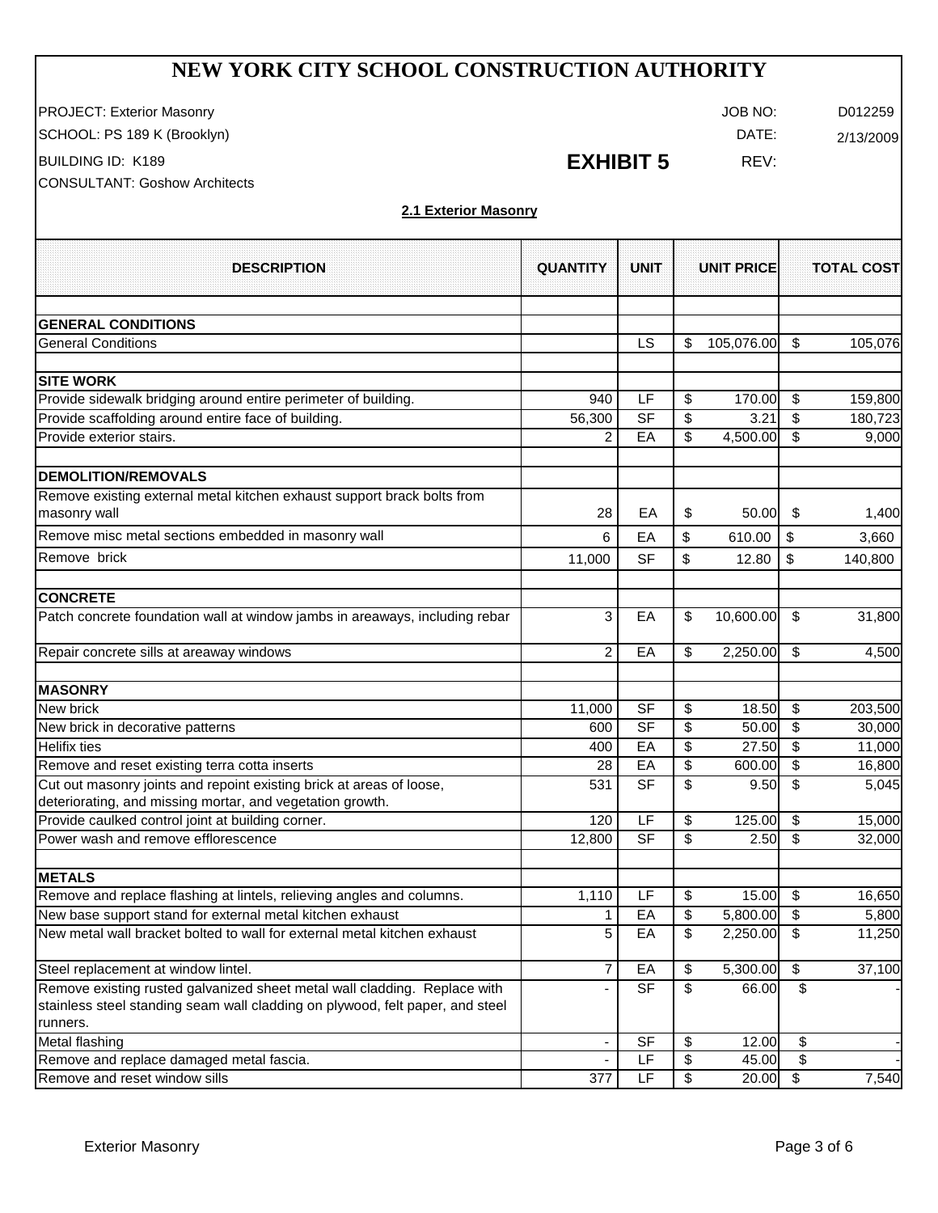# NEW YORK CITY SCHOOL CONSTRUCTION AUTHORITY

PROJECT: Exterior Masonry
SCHOOL: PS 189 K (Brooklyn)
BUILDING ID: K189
CONSULTANT: Goshow Architects

**EXHIBIT 5**

JOB NO: D012259
DATE: 2/13/2009
REV:

**2.1 Exterior Masonry**

| DESCRIPTION | QUANTITY | UNIT | UNIT PRICE | TOTAL COST |
|---|---|---|---|---|
| **GENERAL CONDITIONS** | | | | |
| General Conditions | | LS | $ 105,076.00 | $ 105,076 |
| **SITE WORK** | | | | |
| Provide sidewalk bridging around entire perimeter of building. | 940 | LF | $ 170.00 | $ 159,800 |
| Provide scaffolding around entire face of building. | 56,300 | SF | $ 3.21 | $ 180,723 |
| Provide exterior stairs. | 2 | EA | $ 4,500.00 | $ 9,000 |
| **DEMOLITION/REMOVALS** | | | | |
| Remove existing external metal kitchen exhaust support brack bolts from masonry wall | 28 | EA | $ 50.00 | $ 1,400 |
| Remove misc metal sections embedded in masonry wall | 6 | EA | $ 610.00 | $ 3,660 |
| Remove brick | 11,000 | SF | $ 12.80 | $ 140,800 |
| **CONCRETE** | | | | |
| Patch concrete foundation wall at window jambs in areaways, including rebar | 3 | EA | $ 10,600.00 | $ 31,800 |
| Repair concrete sills at areaway windows | 2 | EA | $ 2,250.00 | $ 4,500 |
| **MASONRY** | | | | |
| New brick | 11,000 | SF | $ 18.50 | $ 203,500 |
| New brick in decorative patterns | 600 | SF | $ 50.00 | $ 30,000 |
| Helifix ties | 400 | EA | $ 27.50 | $ 11,000 |
| Remove and reset existing terra cotta inserts | 28 | EA | $ 600.00 | $ 16,800 |
| Cut out masonry joints and repoint existing brick at areas of loose, deteriorating, and missing mortar, and vegetation growth. | 531 | SF | $ 9.50 | $ 5,045 |
| Provide caulked control joint at building corner. | 120 | LF | $ 125.00 | $ 15,000 |
| Power wash and remove efflorescence | 12,800 | SF | $ 2.50 | $ 32,000 |
| **METALS** | | | | |
| Remove and replace flashing at lintels, relieving angles and columns. | 1,110 | LF | $ 15.00 | $ 16,650 |
| New base support stand for external metal kitchen exhaust | 1 | EA | $ 5,800.00 | $ 5,800 |
| New metal wall bracket bolted to wall for external metal kitchen exhaust | 5 | EA | $ 2,250.00 | $ 11,250 |
| Steel replacement at window lintel. | 7 | EA | $ 5,300.00 | $ 37,100 |
| Remove existing rusted galvanized sheet metal wall cladding. Replace with stainless steel standing seam wall cladding on plywood, felt paper, and steel runners. | - | SF | $ 66.00 | $ - |
| Metal flashing | - | SF | $ 12.00 | $ - |
| Remove and replace damaged metal fascia. | - | LF | $ 45.00 | $ - |
| Remove and reset window sills | 377 | LF | $ 20.00 | $ 7,540 |

Exterior Masonry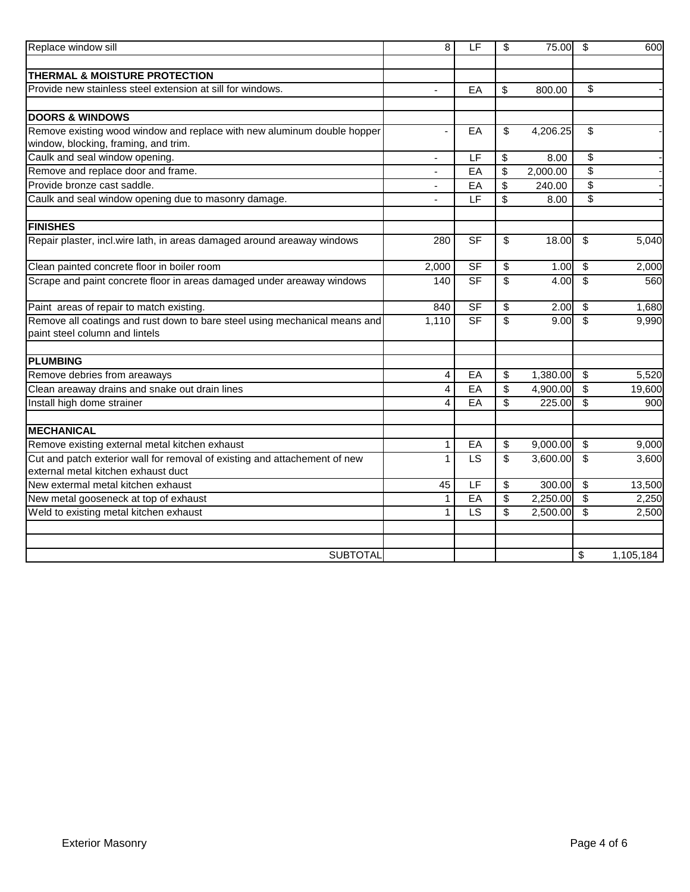| | | | | |
|---|---|---|---|---|
| Replace window sill | 8 | LF | $ 75.00 | $ 600 |
| | | | | |
| **THERMAL & MOISTURE PROTECTION** | | | | |
| Provide new stainless steel extension at sill for windows. | - | EA | $ 800.00 | $ - |
| | | | | |
| **DOORS & WINDOWS** | | | | |
| Remove existing wood window and replace with new aluminum double hopper window, blocking, framing, and trim. | - | EA | $ 4,206.25 | $ - |
| Caulk and seal window opening. | - | LF | $ 8.00 | $ - |
| Remove and replace door and frame. | - | EA | $ 2,000.00 | $ - |
| Provide bronze cast saddle. | - | EA | $ 240.00 | $ - |
| Caulk and seal window opening due to masonry damage. | - | LF | $ 8.00 | $ - |
| | | | | |
| **FINISHES** | | | | |
| Repair plaster, incl.wire lath, in areas damaged around areaway windows | 280 | SF | $ 18.00 | $ 5,040 |
| Clean painted concrete floor in boiler room | 2,000 | SF | $ 1.00 | $ 2,000 |
| Scrape and paint concrete floor in areas damaged under areaway windows | 140 | SF | $ 4.00 | $ 560 |
| Paint areas of repair to match existing. | 840 | SF | $ 2.00 | $ 1,680 |
| Remove all coatings and rust down to bare steel using mechanical means and paint steel column and lintels | 1,110 | SF | $ 9.00 | $ 9,990 |
| | | | | |
| **PLUMBING** | | | | |
| Remove debries from areaways | 4 | EA | $ 1,380.00 | $ 5,520 |
| Clean areaway drains and snake out drain lines | 4 | EA | $ 4,900.00 | $ 19,600 |
| Install high dome strainer | 4 | EA | $ 225.00 | $ 900 |
| | | | | |
| **MECHANICAL** | | | | |
| Remove existing external metal kitchen exhaust | 1 | EA | $ 9,000.00 | $ 9,000 |
| Cut and patch exterior wall for removal of existing and attachement of new external metal kitchen exhaust duct | 1 | LS | $ 3,600.00 | $ 3,600 |
| New extermal metal kitchen exhaust | 45 | LF | $ 300.00 | $ 13,500 |
| New metal gooseneck at top of exhaust | 1 | EA | $ 2,250.00 | $ 2,250 |
| Weld to existing metal kitchen exhaust | 1 | LS | $ 2,500.00 | $ 2,500 |
| | | | | |
| | | | | |
| SUBTOTAL | | | | $ 1,105,184 |

Exterior Masonry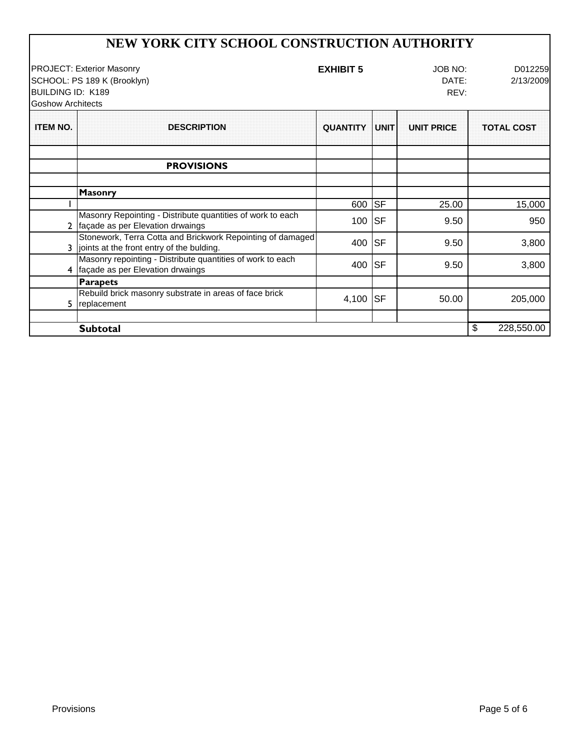# NEW YORK CITY SCHOOL CONSTRUCTION AUTHORITY

PROJECT: Exterior Masonry
SCHOOL: PS 189 K (Brooklyn)
BUILDING ID: K189
Goshow Architects

**EXHIBIT 5**

JOB NO: D012259
DATE: 2/13/2009
REV:

| ITEM NO. | DESCRIPTION | QUANTITY | UNIT | UNIT PRICE | TOTAL COST |
|---|---|---|---|---|---|
| | | | | | |
| | **PROVISIONS** | | | | |
| | | | | | |
| | **Masonry** | | | | |
| 1 | | 600 | SF | 25.00 | 15,000 |
| 2 | Masonry Repointing - Distribute quantities of work to each façade as per Elevation drwaings | 100 | SF | 9.50 | 950 |
| 3 | Stonework, Terra Cotta and Brickwork Repointing of damaged joints at the front entry of the bulding. | 400 | SF | 9.50 | 3,800 |
| 4 | Masonry repointing - Distribute quantities of work to each façade as per Elevation drwaings | 400 | SF | 9.50 | 3,800 |
| | **Parapets** | | | | |
| 5 | Rebuild brick masonry substrate in areas of face brick replacement | 4,100 | SF | 50.00 | 205,000 |
| | | | | | |
| | **Subtotal** | | | | $ 228,550.00 |

Provisions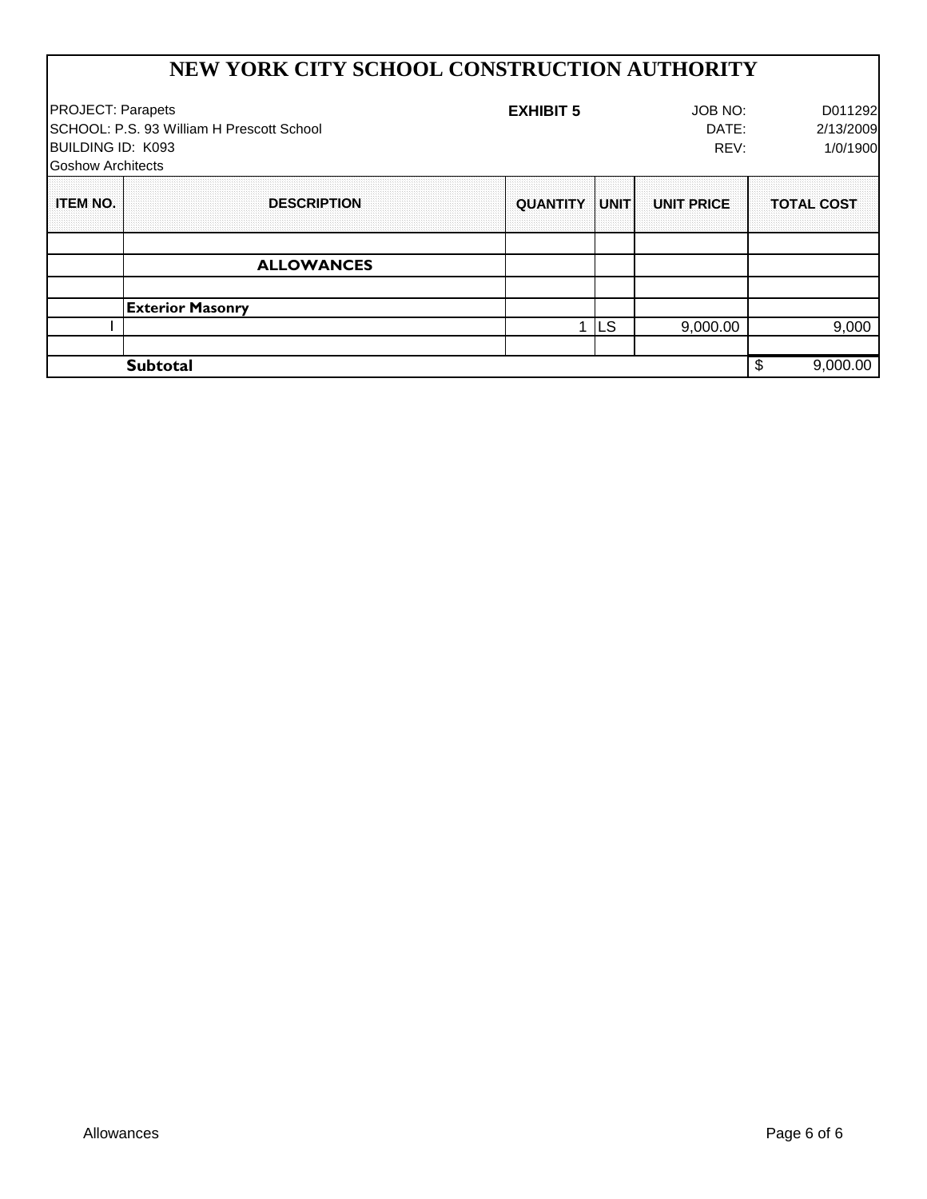# NEW YORK CITY SCHOOL CONSTRUCTION AUTHORITY

PROJECT: Parapets
SCHOOL: P.S. 93 William H Prescott School
BUILDING ID: K093
Goshow Architects

**EXHIBIT 5**

JOB NO: D011292
DATE: 2/13/2009
REV: 1/0/1900

| ITEM NO. | DESCRIPTION | QUANTITY | UNIT | UNIT PRICE | TOTAL COST |
|---|---|---|---|---|---|
| | | | | | |
| | **ALLOWANCES** | | | | |
| | | | | | |
| | **Exterior Masonry** | | | | |
| I | | 1 | LS | 9,000.00 | 9,000 |
| | | | | | |
| | **Subtotal** | | | | $ 9,000.00 |

Allowances